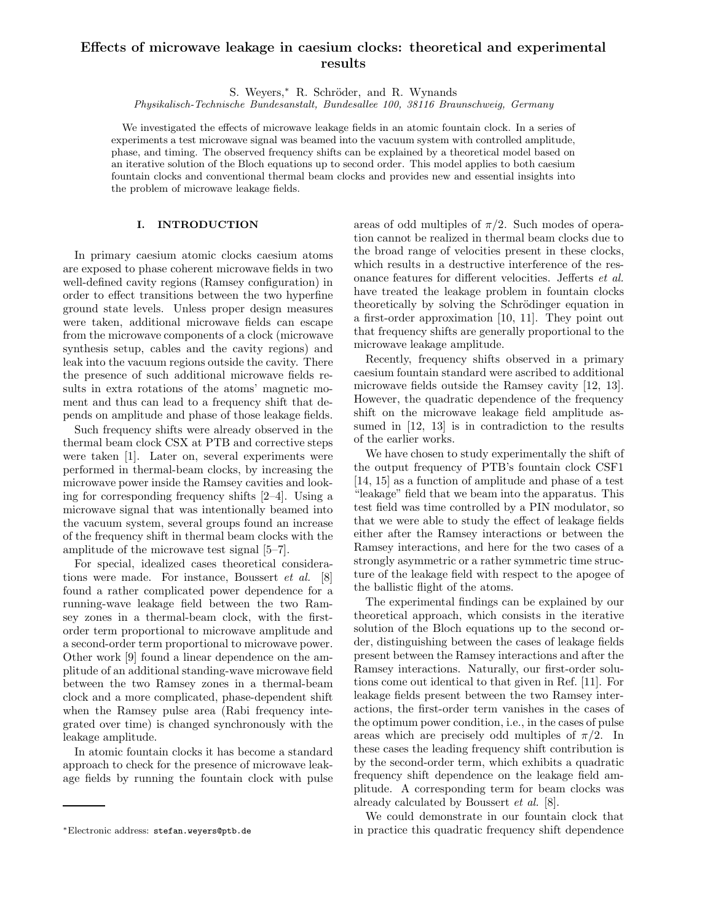# Effects of microwave leakage in caesium clocks: theoretical and experimental results

S. Weyers,* R. Schröder, and R. Wynands

*Physikalisch-Technische Bundesanstalt, Bundesallee 100, 38116 Braunschweig, Germany*

We investigated the effects of microwave leakage fields in an atomic fountain clock. In a series of experiments a test microwave signal was beamed into the vacuum system with controlled amplitude, phase, and timing. The observed frequency shifts can be explained by a theoretical model based on an iterative solution of the Bloch equations up to second order. This model applies to both caesium fountain clocks and conventional thermal beam clocks and provides new and essential insights into the problem of microwave leakage fields.

## I. INTRODUCTION

In primary caesium atomic clocks caesium atoms are exposed to phase coherent microwave fields in two well-defined cavity regions (Ramsey configuration) in order to effect transitions between the two hyperfine ground state levels. Unless proper design measures were taken, additional microwave fields can escape from the microwave components of a clock (microwave synthesis setup, cables and the cavity regions) and leak into the vacuum regions outside the cavity. There the presence of such additional microwave fields results in extra rotations of the atoms' magnetic moment and thus can lead to a frequency shift that depends on amplitude and phase of those leakage fields.

Such frequency shifts were already observed in the thermal beam clock CSX at PTB and corrective steps were taken [1]. Later on, several experiments were performed in thermal-beam clocks, by increasing the microwave power inside the Ramsey cavities and looking for corresponding frequency shifts [2–4]. Using a microwave signal that was intentionally beamed into the vacuum system, several groups found an increase of the frequency shift in thermal beam clocks with the amplitude of the microwave test signal [5–7].

For special, idealized cases theoretical considerations were made. For instance, Boussert *et al.* [8] found a rather complicated power dependence for a running-wave leakage field between the two Ramsey zones in a thermal-beam clock, with the first-order term proportional to microwave amplitude and a second-order term proportional to microwave power. Other work [9] found a linear dependence on the amplitude of an additional standing-wave microwave field between the two Ramsey zones in a thermal-beam clock and a more complicated, phase-dependent shift when the Ramsey pulse area (Rabi frequency integrated over time) is changed synchronously with the leakage amplitude.

In atomic fountain clocks it has become a standard approach to check for the presence of microwave leakage fields by running the fountain clock with pulse areas of odd multiples of $\pi/2$. Such modes of operation cannot be realized in thermal beam clocks due to the broad range of velocities present in these clocks, which results in a destructive interference of the resonance features for different velocities. Jefferts *et al.* have treated the leakage problem in fountain clocks theoretically by solving the Schrödinger equation in a first-order approximation [10, 11]. They point out that frequency shifts are generally proportional to the microwave leakage amplitude.

Recently, frequency shifts observed in a primary caesium fountain standard were ascribed to additional microwave fields outside the Ramsey cavity [12, 13]. However, the quadratic dependence of the frequency shift on the microwave leakage field amplitude assumed in [12, 13] is in contradiction to the results of the earlier works.

We have chosen to study experimentally the shift of the output frequency of PTB's fountain clock CSF1 [14, 15] as a function of amplitude and phase of a test "leakage" field that we beam into the apparatus. This test field was time controlled by a PIN modulator, so that we were able to study the effect of leakage fields either after the Ramsey interactions or between the Ramsey interactions, and here for the two cases of a strongly asymmetric or a rather symmetric time structure of the leakage field with respect to the apogee of the ballistic flight of the atoms.

The experimental findings can be explained by our theoretical approach, which consists in the iterative solution of the Bloch equations up to the second order, distinguishing between the cases of leakage fields present between the Ramsey interactions and after the Ramsey interactions. Naturally, our first-order solutions come out identical to that given in Ref. [11]. For leakage fields present between the two Ramsey interactions, the first-order term vanishes in the cases of the optimum power condition, i.e., in the cases of pulse areas which are precisely odd multiples of $\pi/2$. In these cases the leading frequency shift contribution is by the second-order term, which exhibits a quadratic frequency shift dependence on the leakage field amplitude. A corresponding term for beam clocks was already calculated by Boussert *et al.* [8].

We could demonstrate in our fountain clock that in practice this quadratic frequency shift dependence

*Electronic address: stefan.weyers@ptb.de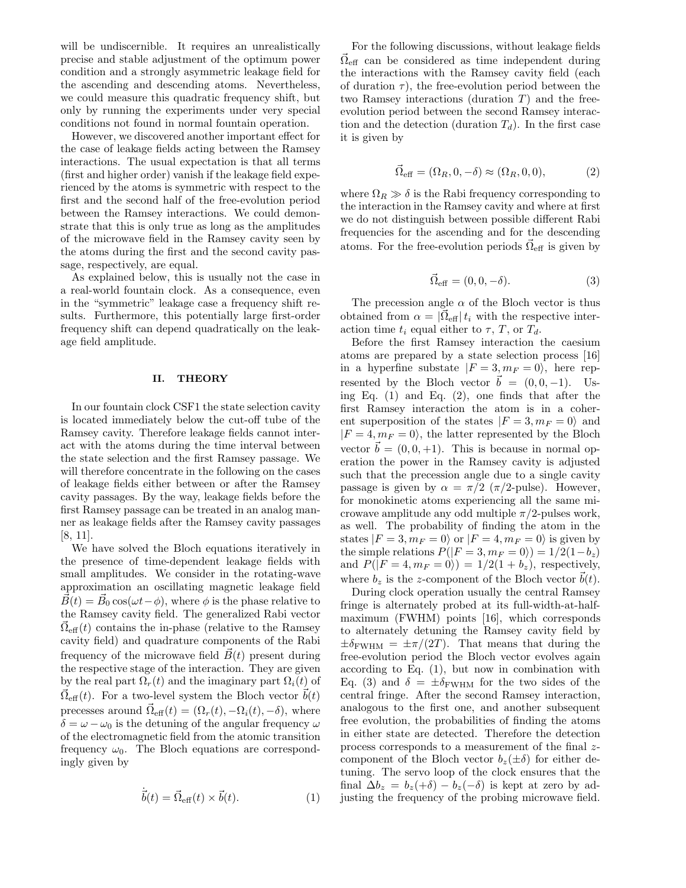will be undiscernible. It requires an unrealistically precise and stable adjustment of the optimum power condition and a strongly asymmetric leakage field for the ascending and descending atoms. Nevertheless, we could measure this quadratic frequency shift, but only by running the experiments under very special conditions not found in normal fountain operation.

However, we discovered another important effect for the case of leakage fields acting between the Ramsey interactions. The usual expectation is that all terms (first and higher order) vanish if the leakage field experienced by the atoms is symmetric with respect to the first and the second half of the free-evolution period between the Ramsey interactions. We could demonstrate that this is only true as long as the amplitudes of the microwave field in the Ramsey cavity seen by the atoms during the first and the second cavity passage, respectively, are equal.

As explained below, this is usually not the case in a real-world fountain clock. As a consequence, even in the "symmetric" leakage case a frequency shift results. Furthermore, this potentially large first-order frequency shift can depend quadratically on the leakage field amplitude.

## II. THEORY

In our fountain clock CSF1 the state selection cavity is located immediately below the cut-off tube of the Ramsey cavity. Therefore leakage fields cannot interact with the atoms during the time interval between the state selection and the first Ramsey passage. We will therefore concentrate in the following on the cases of leakage fields either between or after the Ramsey cavity passages. By the way, leakage fields before the first Ramsey passage can be treated in an analog manner as leakage fields after the Ramsey cavity passages [8, 11].

We have solved the Bloch equations iteratively in the presence of time-dependent leakage fields with small amplitudes. We consider in the rotating-wave approximation an oscillating magnetic leakage field $\vec{B}(t) = \vec{B}_0 \cos(\omega t - \phi)$, where $\phi$ is the phase relative to the Ramsey cavity field. The generalized Rabi vector $\vec{\Omega}_{\text{eff}}(t)$ contains the in-phase (relative to the Ramsey cavity field) and quadrature components of the Rabi frequency of the microwave field $\vec{B}(t)$ present during the respective stage of the interaction. They are given by the real part $\Omega_r(t)$ and the imaginary part $\Omega_i(t)$ of $\vec{\Omega}_{\text{eff}}(t)$. For a two-level system the Bloch vector $\vec{b}(t)$ precesses around $\vec{\Omega}_{\text{eff}}(t) = (\Omega_r(t), -\Omega_i(t), -\delta)$, where $\delta = \omega - \omega_0$ is the detuning of the angular frequency $\omega$ of the electromagnetic field from the atomic transition frequency $\omega_0$. The Bloch equations are correspondingly given by

$$\dot{\vec{b}}(t) = \vec{\Omega}_{\text{eff}}(t) \times \vec{b}(t). \tag{1}$$

For the following discussions, without leakage fields $\vec{\Omega}_{\text{eff}}$ can be considered as time independent during the interactions with the Ramsey cavity field (each of duration $\tau$), the free-evolution period between the two Ramsey interactions (duration $T$) and the free-evolution period between the second Ramsey interaction and the detection (duration $T_d$). In the first case it is given by

$$\vec{\Omega}_{\text{eff}} = (\Omega_R, 0, -\delta) \approx (\Omega_R, 0, 0), \tag{2}$$

where $\Omega_R \gg \delta$ is the Rabi frequency corresponding to the interaction in the Ramsey cavity and where at first we do not distinguish between possible different Rabi frequencies for the ascending and for the descending atoms. For the free-evolution periods $\vec{\Omega}_{\text{eff}}$ is given by

$$\vec{\Omega}_{\text{eff}} = (0, 0, -\delta). \tag{3}$$

The precession angle $\alpha$ of the Bloch vector is thus obtained from $\alpha = |\vec{\Omega}_{\text{eff}}|\, t_i$ with the respective interaction time $t_i$ equal either to $\tau$, $T$, or $T_d$.

Before the first Ramsey interaction the caesium atoms are prepared by a state selection process [16] in a hyperfine substate $|F = 3, m_F = 0\rangle$, here represented by the Bloch vector $\vec{b} = (0, 0, -1)$. Using Eq. (1) and Eq. (2), one finds that after the first Ramsey interaction the atom is in a coherent superposition of the states $|F = 3, m_F = 0\rangle$ and $|F = 4, m_F = 0\rangle$, the latter represented by the Bloch vector $\vec{b} = (0, 0, +1)$. This is because in normal operation the power in the Ramsey cavity is adjusted such that the precession angle due to a single cavity passage is given by $\alpha = \pi/2$ ($\pi/2$-pulse). However, for monokinetic atoms experiencing all the same microwave amplitude any odd multiple $\pi/2$-pulses work, as well. The probability of finding the atom in the states $|F = 3, m_F = 0\rangle$ or $|F = 4, m_F = 0\rangle$ is given by the simple relations $P(|F = 3, m_F = 0\rangle) = 1/2(1 - b_z)$ and $P(|F = 4, m_F = 0\rangle) = 1/2(1 + b_z)$, respectively, where $b_z$ is the $z$-component of the Bloch vector $\vec{b}(t)$.

During clock operation usually the central Ramsey fringe is alternately probed at its full-width-at-half-maximum (FWHM) points [16], which corresponds to alternately detuning the Ramsey cavity field by $\pm\delta_{\text{FWHM}} = \pm\pi/(2T)$. That means that during the free-evolution period the Bloch vector evolves again according to Eq. (1), but now in combination with Eq. (3) and $\delta = \pm\delta_{\text{FWHM}}$ for the two sides of the central fringe. After the second Ramsey interaction, analogous to the first one, and another subsequent free evolution, the probabilities of finding the atoms in either state are detected. Therefore the detection process corresponds to a measurement of the final $z$-component of the Bloch vector $b_z(\pm\delta)$ for either detuning. The servo loop of the clock ensures that the final $\Delta b_z = b_z(+\delta) - b_z(-\delta)$ is kept at zero by adjusting the frequency of the probing microwave field.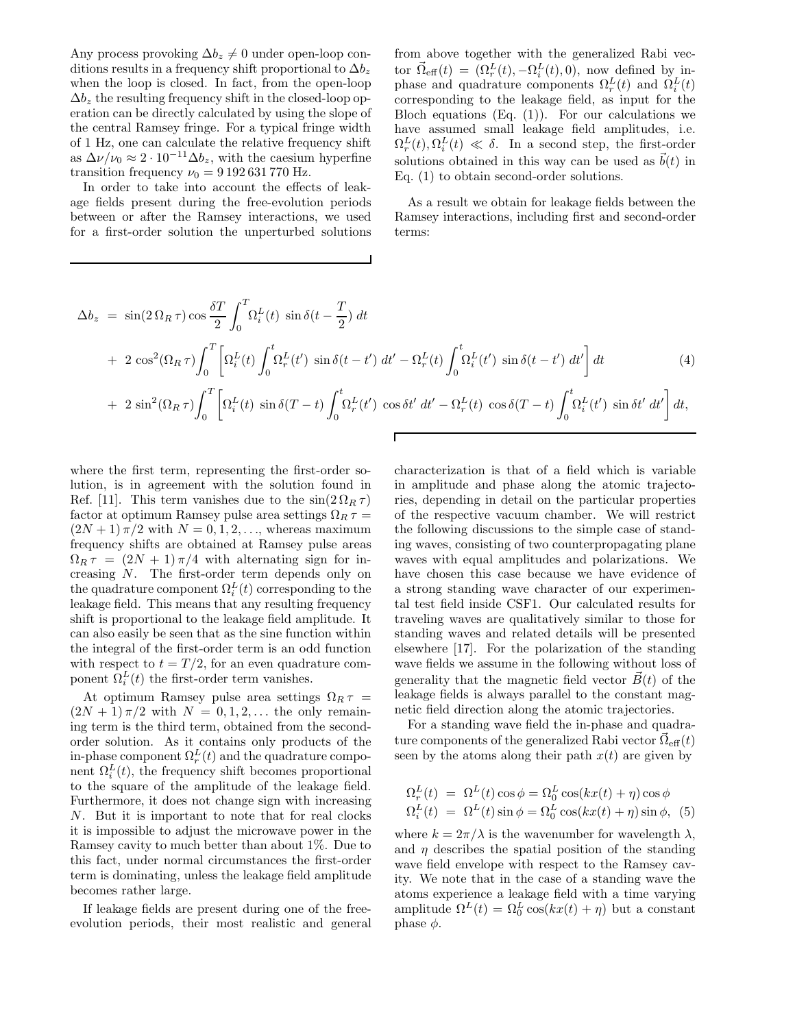Any process provoking $\Delta b_z \neq 0$ under open-loop conditions results in a frequency shift proportional to $\Delta b_z$ when the loop is closed. In fact, from the open-loop $\Delta b_z$ the resulting frequency shift in the closed-loop operation can be directly calculated by using the slope of the central Ramsey fringe. For a typical fringe width of 1 Hz, one can calculate the relative frequency shift as $\Delta\nu/\nu_0 \approx 2 \cdot 10^{-11} \Delta b_z$, with the caesium hyperfine transition frequency $\nu_0 = 9\,192\,631\,770$ Hz.

In order to take into account the effects of leakage fields present during the free-evolution periods between or after the Ramsey interactions, we used for a first-order solution the unperturbed solutions from above together with the generalized Rabi vector $\vec{\Omega}_{\rm eff}(t) = (\Omega_r^L(t), -\Omega_i^L(t), 0)$, now defined by in-phase and quadrature components $\Omega_r^L(t)$ and $\Omega_i^L(t)$ corresponding to the leakage field, as input for the Bloch equations (Eq. (1)). For our calculations we have assumed small leakage field amplitudes, i.e. $\Omega_r^L(t), \Omega_i^L(t) \ll \delta$. In a second step, the first-order solutions obtained in this way can be used as $\vec{b}(t)$ in Eq. (1) to obtain second-order solutions.

As a result we obtain for leakage fields between the Ramsey interactions, including first and second-order terms:

$$
\begin{aligned}
\Delta b_z \;=\;& \sin(2\,\Omega_R\,\tau)\cos\frac{\delta T}{2}\int_0^T \Omega_i^L(t)\;\sin\delta(t-\frac{T}{2})\;dt \\
&+\;2\,\cos^2(\Omega_R\,\tau)\int_0^T\left[\Omega_i^L(t)\int_0^t \Omega_r^L(t')\;\sin\delta(t-t')\;dt' - \Omega_r^L(t)\int_0^t \Omega_i^L(t')\;\sin\delta(t-t')\;dt'\right]dt \qquad (4)\\
&+\;2\,\sin^2(\Omega_R\,\tau)\int_0^T\left[\Omega_i^L(t)\;\sin\delta(T-t)\int_0^t \Omega_r^L(t')\;\cos\delta t'\;dt' - \Omega_r^L(t)\;\cos\delta(T-t)\int_0^t \Omega_i^L(t')\;\sin\delta t'\;dt'\right]dt,
\end{aligned}
$$

where the first term, representing the first-order solution, is in agreement with the solution found in Ref. [11]. This term vanishes due to the $\sin(2\,\Omega_R\,\tau)$ factor at optimum Ramsey pulse area settings $\Omega_R\,\tau = (2N+1)\,\pi/2$ with $N = 0, 1, 2, \ldots$, whereas maximum frequency shifts are obtained at Ramsey pulse areas $\Omega_R\,\tau = (2N+1)\,\pi/4$ with alternating sign for increasing $N$. The first-order term depends only on the quadrature component $\Omega_i^L(t)$ corresponding to the leakage field. This means that any resulting frequency shift is proportional to the leakage field amplitude. It can also easily be seen that as the sine function within the integral of the first-order term is an odd function with respect to $t = T/2$, for an even quadrature component $\Omega_i^L(t)$ the first-order term vanishes.

At optimum Ramsey pulse area settings $\Omega_R\,\tau = (2N+1)\,\pi/2$ with $N = 0, 1, 2, \ldots$ the only remaining term is the third term, obtained from the second-order solution. As it contains only products of the in-phase component $\Omega_r^L(t)$ and the quadrature component $\Omega_i^L(t)$, the frequency shift becomes proportional to the square of the amplitude of the leakage field. Furthermore, it does not change sign with increasing $N$. But it is important to note that for real clocks it is impossible to adjust the microwave power in the Ramsey cavity to much better than about 1%. Due to this fact, under normal circumstances the first-order term is dominating, unless the leakage field amplitude becomes rather large.

If leakage fields are present during one of the free-evolution periods, their most realistic and general characterization is that of a field which is variable in amplitude and phase along the atomic trajectories, depending in detail on the particular properties of the respective vacuum chamber. We will restrict the following discussions to the simple case of standing waves, consisting of two counterpropagating plane waves with equal amplitudes and polarizations. We have chosen this case because we have evidence of a strong standing wave character of our experimental test field inside CSF1. Our calculated results for traveling waves are qualitatively similar to those for standing waves and related details will be presented elsewhere [17]. For the polarization of the standing wave fields we assume in the following without loss of generality that the magnetic field vector $\vec{B}(t)$ of the leakage fields is always parallel to the constant magnetic field direction along the atomic trajectories.

For a standing wave field the in-phase and quadrature components of the generalized Rabi vector $\vec{\Omega}_{\rm eff}(t)$ seen by the atoms along their path $x(t)$ are given by

$$
\begin{aligned}
\Omega_r^L(t) &= \Omega^L(t)\cos\phi = \Omega_0^L\cos(kx(t)+\eta)\cos\phi \\
\Omega_i^L(t) &= \Omega^L(t)\sin\phi = \Omega_0^L\cos(kx(t)+\eta)\sin\phi, \qquad (5)
\end{aligned}
$$

where $k = 2\pi/\lambda$ is the wavenumber for wavelength $\lambda$, and $\eta$ describes the spatial position of the standing wave field envelope with respect to the Ramsey cavity. We note that in the case of a standing wave the atoms experience a leakage field with a time varying amplitude $\Omega^L(t) = \Omega_0^L\cos(kx(t)+\eta)$ but a constant phase $\phi$.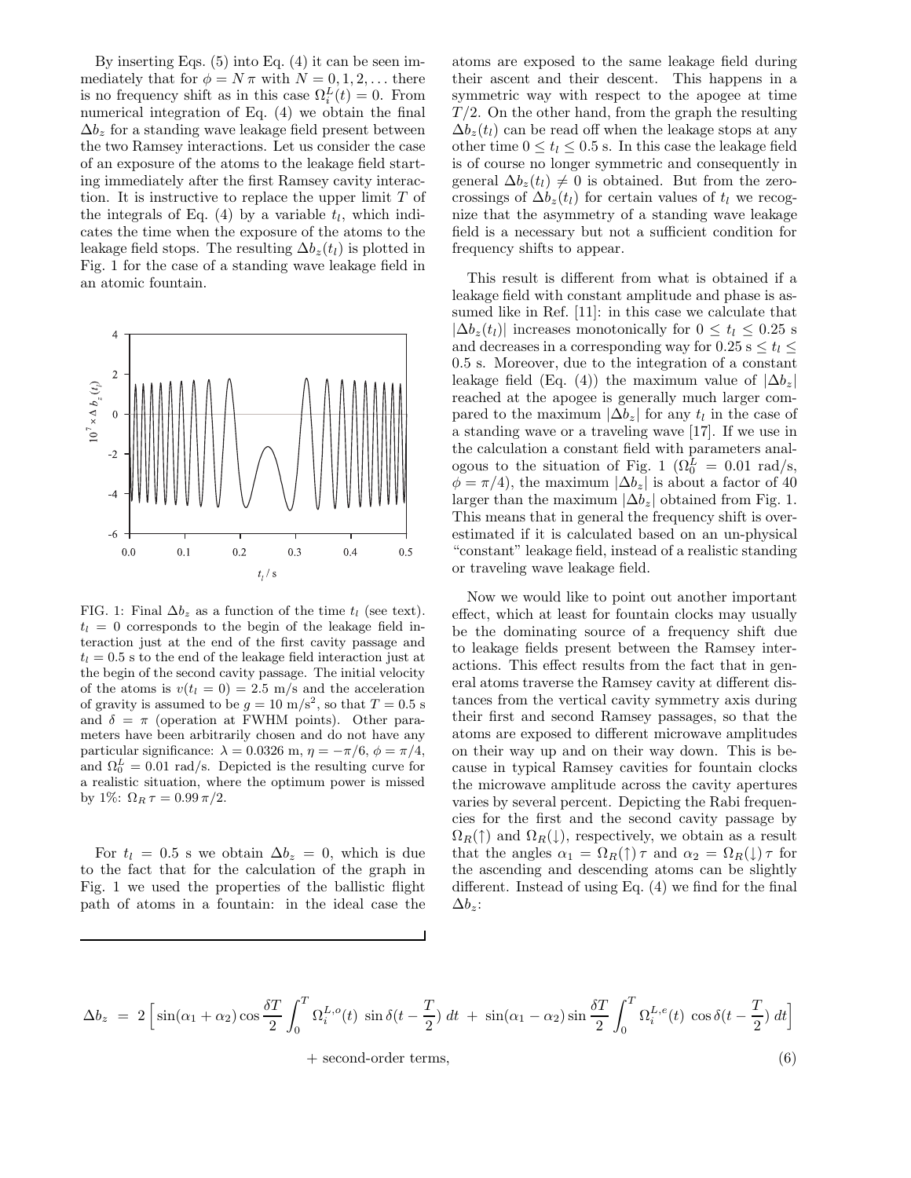By inserting Eqs. (5) into Eq. (4) it can be seen immediately that for $\phi = N\pi$ with $N = 0, 1, 2, \ldots$ there is no frequency shift as in this case $\Omega_i^L(t) = 0$. From numerical integration of Eq. (4) we obtain the final $\Delta b_z$ for a standing wave leakage field present between the two Ramsey interactions. Let us consider the case of an exposure of the atoms to the leakage field starting immediately after the first Ramsey cavity interaction. It is instructive to replace the upper limit $T$ of the integrals of Eq. (4) by a variable $t_l$, which indicates the time when the exposure of the atoms to the leakage field stops. The resulting $\Delta b_z(t_l)$ is plotted in Fig. 1 for the case of a standing wave leakage field in an atomic fountain.

FIG. 1: Final $\Delta b_z$ as a function of the time $t_l$ (see text). $t_l = 0$ corresponds to the begin of the leakage field interaction just at the end of the first cavity passage and $t_l = 0.5$ s to the end of the leakage field interaction just at the begin of the second cavity passage. The initial velocity of the atoms is $v(t_l = 0) = 2.5$ m/s and the acceleration of gravity is assumed to be $g = 10$ m/s$^2$, so that $T = 0.5$ s and $\delta = \pi$ (operation at FWHM points). Other parameters have been arbitrarily chosen and do not have any particular significance: $\lambda = 0.0326$ m, $\eta = -\pi/6$, $\phi = \pi/4$, and $\Omega_0^L = 0.01$ rad/s. Depicted is the resulting curve for a realistic situation, where the optimum power is missed by 1%: $\Omega_R\,\tau = 0.99\,\pi/2$.

For $t_l = 0.5$ s we obtain $\Delta b_z = 0$, which is due to the fact that for the calculation of the graph in Fig. 1 we used the properties of the ballistic flight path of atoms in a fountain: in the ideal case the atoms are exposed to the same leakage field during their ascent and their descent. This happens in a symmetric way with respect to the apogee at time $T/2$. On the other hand, from the graph the resulting $\Delta b_z(t_l)$ can be read off when the leakage stops at any other time $0 \le t_l \le 0.5$ s. In this case the leakage field is of course no longer symmetric and consequently in general $\Delta b_z(t_l) \neq 0$ is obtained. But from the zero-crossings of $\Delta b_z(t_l)$ for certain values of $t_l$ we recognize that the asymmetry of a standing wave leakage field is a necessary but not a sufficient condition for frequency shifts to appear.

This result is different from what is obtained if a leakage field with constant amplitude and phase is assumed like in Ref. [11]: in this case we calculate that $|\Delta b_z(t_l)|$ increases monotonically for $0 \le t_l \le 0.25$ s and decreases in a corresponding way for $0.25\text{ s} \le t_l \le 0.5$ s. Moreover, due to the integration of a constant leakage field (Eq. (4)) the maximum value of $|\Delta b_z|$ reached at the apogee is generally much larger compared to the maximum $|\Delta b_z|$ for any $t_l$ in the case of a standing wave or a traveling wave [17]. If we use in the calculation a constant field with parameters analogous to the situation of Fig. 1 ($\Omega_0^L = 0.01$ rad/s, $\phi = \pi/4$), the maximum $|\Delta b_z|$ is about a factor of 40 larger than the maximum $|\Delta b_z|$ obtained from Fig. 1. This means that in general the frequency shift is overestimated if it is calculated based on an un-physical "constant" leakage field, instead of a realistic standing or traveling wave leakage field.

Now we would like to point out another important effect, which at least for fountain clocks may usually be the dominating source of a frequency shift due to leakage fields present between the Ramsey interactions. This effect results from the fact that in general atoms traverse the Ramsey cavity at different distances from the vertical cavity symmetry axis during their first and second Ramsey passages, so that the atoms are exposed to different microwave amplitudes on their way up and on their way down. This is because in typical Ramsey cavities for fountain clocks the microwave amplitude across the cavity apertures varies by several percent. Depicting the Rabi frequencies for the first and the second cavity passage by $\Omega_R(\uparrow)$ and $\Omega_R(\downarrow)$, respectively, we obtain as a result that the angles $\alpha_1 = \Omega_R(\uparrow)\,\tau$ and $\alpha_2 = \Omega_R(\downarrow)\,\tau$ for the ascending and descending atoms can be slightly different. Instead of using Eq. (4) we find for the final $\Delta b_z$:

$$\Delta b_z \;=\; 2\Big[\sin(\alpha_1+\alpha_2)\cos\frac{\delta T}{2}\int_0^T \Omega_i^{L,o}(t)\;\sin\delta(t-\frac{T}{2})\;dt \;+\; \sin(\alpha_1-\alpha_2)\sin\frac{\delta T}{2}\int_0^T \Omega_i^{L,e}(t)\;\cos\delta(t-\frac{T}{2})\;dt\Big]$$
$$+\text{ second-order terms,} \qquad (6)$$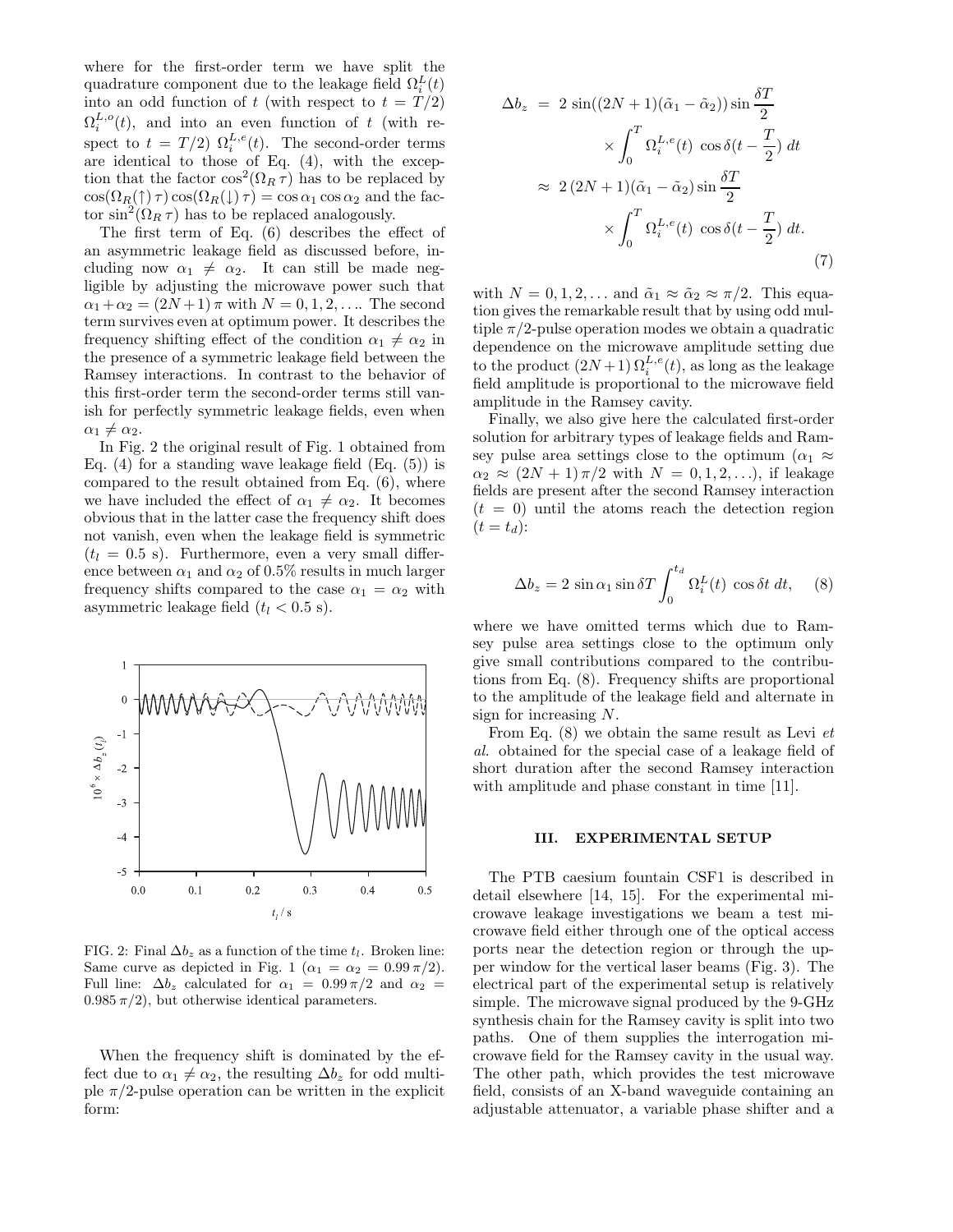where for the first-order term we have split the quadrature component due to the leakage field $\Omega_i^L(t)$ into an odd function of $t$ (with respect to $t = T/2$) $\Omega_i^{L,o}(t)$, and into an even function of $t$ (with respect to $t = T/2$) $\Omega_i^{L,e}(t)$. The second-order terms are identical to those of Eq. (4), with the exception that the factor $\cos^2(\Omega_R\,\tau)$ has to be replaced by $\cos(\Omega_R(\uparrow)\,\tau)\cos(\Omega_R(\downarrow)\,\tau) = \cos\alpha_1\cos\alpha_2$ and the factor $\sin^2(\Omega_R\,\tau)$ has to be replaced analogously.

The first term of Eq. (6) describes the effect of an asymmetric leakage field as discussed before, including now $\alpha_1 \neq \alpha_2$. It can still be made negligible by adjusting the microwave power such that $\alpha_1+\alpha_2 = (2N+1)\,\pi$ with $N = 0, 1, 2, \ldots$. The second term survives even at optimum power. It describes the frequency shifting effect of the condition $\alpha_1 \neq \alpha_2$ in the presence of a symmetric leakage field between the Ramsey interactions. In contrast to the behavior of this first-order term the second-order terms still vanish for perfectly symmetric leakage fields, even when $\alpha_1 \neq \alpha_2$.

In Fig. 2 the original result of Fig. 1 obtained from Eq. (4) for a standing wave leakage field (Eq. (5)) is compared to the result obtained from Eq. (6), where we have included the effect of $\alpha_1 \neq \alpha_2$. It becomes obvious that in the latter case the frequency shift does not vanish, even when the leakage field is symmetric ($t_l = 0.5$ s). Furthermore, even a very small difference between $\alpha_1$ and $\alpha_2$ of 0.5% results in much larger frequency shifts compared to the case $\alpha_1 = \alpha_2$ with asymmetric leakage field ($t_l < 0.5$ s).

FIG. 2: Final $\Delta b_z$ as a function of the time $t_l$. Broken line: Same curve as depicted in Fig. 1 ($\alpha_1 = \alpha_2 = 0.99\,\pi/2$). Full line: $\Delta b_z$ calculated for $\alpha_1 = 0.99\,\pi/2$ and $\alpha_2 = 0.985\,\pi/2$), but otherwise identical parameters.

When the frequency shift is dominated by the effect due to $\alpha_1 \neq \alpha_2$, the resulting $\Delta b_z$ for odd multiple $\pi/2$-pulse operation can be written in the explicit form:

$$\begin{aligned}
\Delta b_z &= 2\,\sin((2N+1)(\tilde{\alpha}_1 - \tilde{\alpha}_2))\sin\frac{\delta T}{2} \\
&\quad\times \int_0^T \Omega_i^{L,e}(t)\,\cos\delta(t-\frac{T}{2})\,dt \\
&\approx 2\,(2N+1)(\tilde{\alpha}_1 - \tilde{\alpha}_2)\sin\frac{\delta T}{2} \\
&\quad\times \int_0^T \Omega_i^{L,e}(t)\,\cos\delta(t-\frac{T}{2})\,dt.
\end{aligned} \tag{7}$$

with $N = 0, 1, 2, \ldots$ and $\tilde{\alpha}_1 \approx \tilde{\alpha}_2 \approx \pi/2$. This equation gives the remarkable result that by using odd multiple $\pi/2$-pulse operation modes we obtain a quadratic dependence on the microwave amplitude setting due to the product $(2N+1)\,\Omega_i^{L,e}(t)$, as long as the leakage field amplitude is proportional to the microwave field amplitude in the Ramsey cavity.

Finally, we also give here the calculated first-order solution for arbitrary types of leakage fields and Ramsey pulse area settings close to the optimum ($\alpha_1 \approx \alpha_2 \approx (2N+1)\,\pi/2$ with $N = 0, 1, 2, \ldots$), if leakage fields are present after the second Ramsey interaction ($t = 0$) until the atoms reach the detection region ($t = t_d$):

$$\Delta b_z = 2\,\sin\alpha_1 \sin\delta T \int_0^{t_d} \Omega_i^L(t)\,\cos\delta t\,dt, \tag{8}$$

where we have omitted terms which due to Ramsey pulse area settings close to the optimum only give small contributions compared to the contributions from Eq. (8). Frequency shifts are proportional to the amplitude of the leakage field and alternate in sign for increasing $N$.

From Eq. (8) we obtain the same result as Levi *et al.* obtained for the special case of a leakage field of short duration after the second Ramsey interaction with amplitude and phase constant in time [11].

## III. EXPERIMENTAL SETUP

The PTB caesium fountain CSF1 is described in detail elsewhere [14, 15]. For the experimental microwave leakage investigations we beam a test microwave field either through one of the optical access ports near the detection region or through the upper window for the vertical laser beams (Fig. 3). The electrical part of the experimental setup is relatively simple. The microwave signal produced by the 9-GHz synthesis chain for the Ramsey cavity is split into two paths. One of them supplies the interrogation microwave field for the Ramsey cavity in the usual way. The other path, which provides the test microwave field, consists of an X-band waveguide containing an adjustable attenuator, a variable phase shifter and a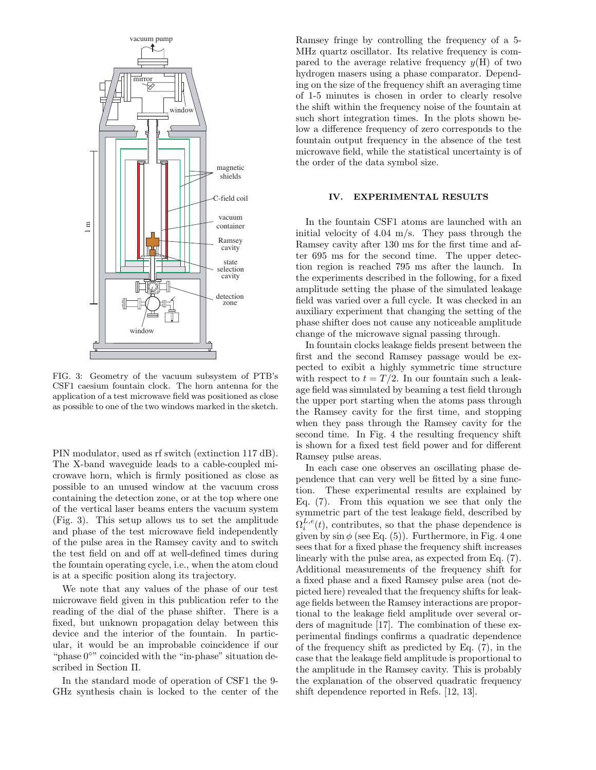FIG. 3: Geometry of the vacuum subsystem of PTB's CSF1 caesium fountain clock. The horn antenna for the application of a test microwave field was positioned as close as possible to one of the two windows marked in the sketch.

PIN modulator, used as rf switch (extinction 117 dB). The X-band waveguide leads to a cable-coupled microwave horn, which is firmly positioned as close as possible to an unused window at the vacuum cross containing the detection zone, or at the top where one of the vertical laser beams enters the vacuum system (Fig. 3). This setup allows us to set the amplitude and phase of the test microwave field independently of the pulse area in the Ramsey cavity and to switch the test field on and off at well-defined times during the fountain operating cycle, i.e., when the atom cloud is at a specific position along its trajectory.

We note that any values of the phase of our test microwave field given in this publication refer to the reading of the dial of the phase shifter. There is a fixed, but unknown propagation delay between this device and the interior of the fountain. In particular, it would be an improbable coincidence if our "phase 0°" coincided with the "in-phase" situation described in Section II.

In the standard mode of operation of CSF1 the 9-GHz synthesis chain is locked to the center of the Ramsey fringe by controlling the frequency of a 5-MHz quartz oscillator. Its relative frequency is compared to the average relative frequency $y(\mathrm{H})$ of two hydrogen masers using a phase comparator. Depending on the size of the frequency shift an averaging time of 1-5 minutes is chosen in order to clearly resolve the shift within the frequency noise of the fountain at such short integration times. In the plots shown below a difference frequency of zero corresponds to the fountain output frequency in the absence of the test microwave field, while the statistical uncertainty is of the order of the data symbol size.

## IV. EXPERIMENTAL RESULTS

In the fountain CSF1 atoms are launched with an initial velocity of 4.04 m/s. They pass through the Ramsey cavity after 130 ms for the first time and after 695 ms for the second time. The upper detection region is reached 795 ms after the launch. In the experiments described in the following, for a fixed amplitude setting the phase of the simulated leakage field was varied over a full cycle. It was checked in an auxiliary experiment that changing the setting of the phase shifter does not cause any noticeable amplitude change of the microwave signal passing through.

In fountain clocks leakage fields present between the first and the second Ramsey passage would be expected to exibit a highly symmetric time structure with respect to $t = T/2$. In our fountain such a leakage field was simulated by beaming a test field through the upper port starting when the atoms pass through the Ramsey cavity for the first time, and stopping when they pass through the Ramsey cavity for the second time. In Fig. 4 the resulting frequency shift is shown for a fixed test field power and for different Ramsey pulse areas.

In each case one observes an oscillating phase dependence that can very well be fitted by a sine function. These experimental results are explained by Eq. (7). From this equation we see that only the symmetric part of the test leakage field, described by $\Omega_i^{L,e}(t)$, contributes, so that the phase dependence is given by $\sin\phi$ (see Eq. (5)). Furthermore, in Fig. 4 one sees that for a fixed phase the frequency shift increases linearly with the pulse area, as expected from Eq. (7). Additional measurements of the frequency shift for a fixed phase and a fixed Ramsey pulse area (not depicted here) revealed that the frequency shifts for leakage fields between the Ramsey interactions are proportional to the leakage field amplitude over several orders of magnitude [17]. The combination of these experimental findings confirms a quadratic dependence of the frequency shift as predicted by Eq. (7), in the case that the leakage field amplitude is proportional to the amplitude in the Ramsey cavity. This is probably the explanation of the observed quadratic frequency shift dependence reported in Refs. [12, 13].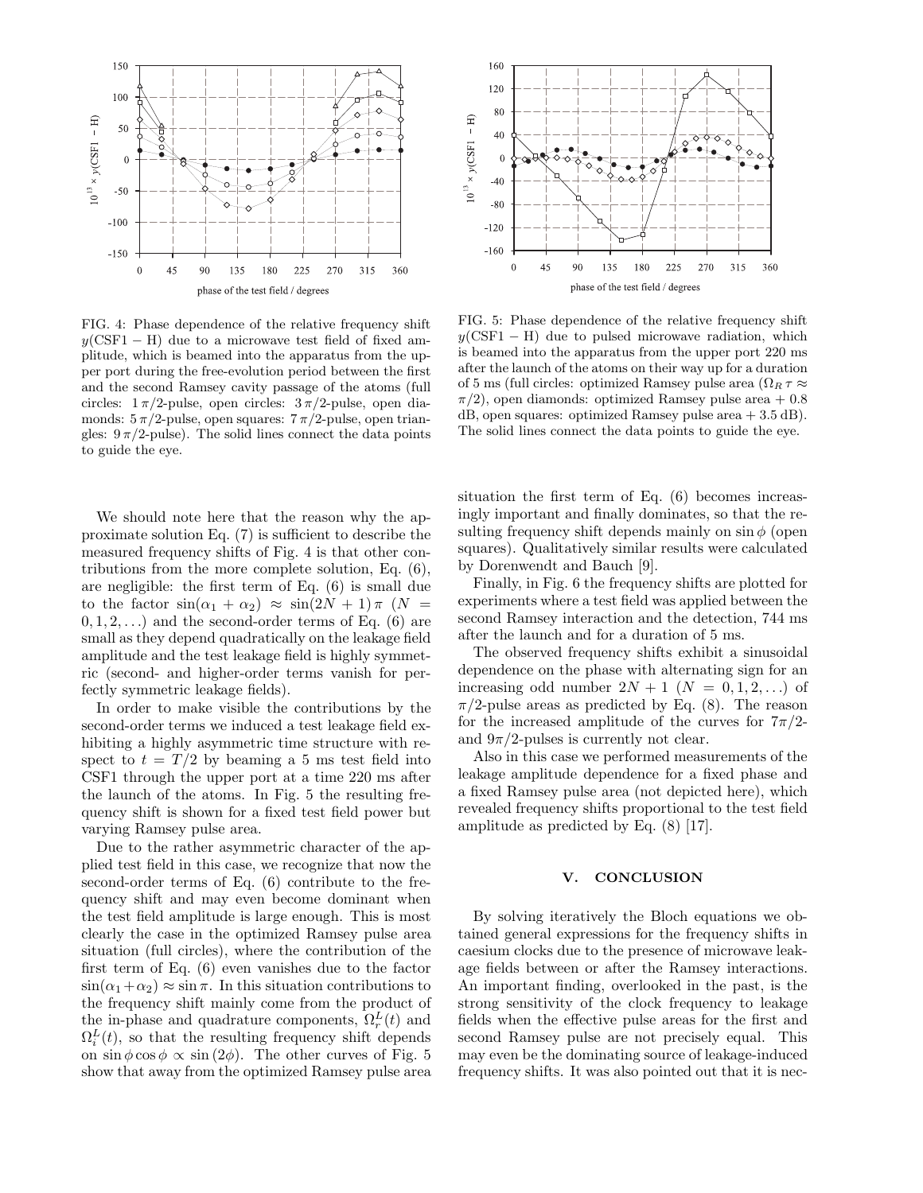FIG. 4: Phase dependence of the relative frequency shift $y(\text{CSF1} - \text{H})$ due to a microwave test field of fixed amplitude, which is beamed into the apparatus from the upper port during the free-evolution period between the first and the second Ramsey cavity passage of the atoms (full circles: $1\,\pi/2$-pulse, open circles: $3\,\pi/2$-pulse, open diamonds: $5\,\pi/2$-pulse, open squares: $7\,\pi/2$-pulse, open triangles: $9\,\pi/2$-pulse). The solid lines connect the data points to guide the eye.

FIG. 5: Phase dependence of the relative frequency shift $y(\text{CSF1} - \text{H})$ due to pulsed microwave radiation, which is beamed into the apparatus from the upper port 220 ms after the launch of the atoms on their way up for a duration of 5 ms (full circles: optimized Ramsey pulse area ($\Omega_R\,\tau \approx \pi/2$), open diamonds: optimized Ramsey pulse area + 0.8 dB, open squares: optimized Ramsey pulse area + 3.5 dB). The solid lines connect the data points to guide the eye.

We should note here that the reason why the approximate solution Eq. (7) is sufficient to describe the measured frequency shifts of Fig. 4 is that other contributions from the more complete solution, Eq. (6), are negligible: the first term of Eq. (6) is small due to the factor $\sin(\alpha_1 + \alpha_2) \approx \sin(2N + 1)\,\pi$ ($N = 0, 1, 2, \ldots$) and the second-order terms of Eq. (6) are small as they depend quadratically on the leakage field amplitude and the test leakage field is highly symmetric (second- and higher-order terms vanish for perfectly symmetric leakage fields).

In order to make visible the contributions by the second-order terms we induced a test leakage field exhibiting a highly asymmetric time structure with respect to $t = T/2$ by beaming a 5 ms test field into CSF1 through the upper port at a time 220 ms after the launch of the atoms. In Fig. 5 the resulting frequency shift is shown for a fixed test field power but varying Ramsey pulse area.

Due to the rather asymmetric character of the applied test field in this case, we recognize that now the second-order terms of Eq. (6) contribute to the frequency shift and may even become dominant when the test field amplitude is large enough. This is most clearly the case in the optimized Ramsey pulse area situation (full circles), where the contribution of the first term of Eq. (6) even vanishes due to the factor $\sin(\alpha_1 + \alpha_2) \approx \sin\pi$. In this situation contributions to the frequency shift mainly come from the product of the in-phase and quadrature components, $\Omega_r^L(t)$ and $\Omega_i^L(t)$, so that the resulting frequency shift depends on $\sin\phi\cos\phi \propto \sin(2\phi)$. The other curves of Fig. 5 show that away from the optimized Ramsey pulse area situation the first term of Eq. (6) becomes increasingly important and finally dominates, so that the resulting frequency shift depends mainly on $\sin\phi$ (open squares). Qualitatively similar results were calculated by Dorenwendt and Bauch [9].

Finally, in Fig. 6 the frequency shifts are plotted for experiments where a test field was applied between the second Ramsey interaction and the detection, 744 ms after the launch and for a duration of 5 ms.

The observed frequency shifts exhibit a sinusoidal dependence on the phase with alternating sign for an increasing odd number $2N + 1$ ($N = 0, 1, 2, \ldots$) of $\pi/2$-pulse areas as predicted by Eq. (8). The reason for the increased amplitude of the curves for $7\pi/2$- and $9\pi/2$-pulses is currently not clear.

Also in this case we performed measurements of the leakage amplitude dependence for a fixed phase and a fixed Ramsey pulse area (not depicted here), which revealed frequency shifts proportional to the test field amplitude as predicted by Eq. (8) [17].

## V. CONCLUSION

By solving iteratively the Bloch equations we obtained general expressions for the frequency shifts in caesium clocks due to the presence of microwave leakage fields between or after the Ramsey interactions. An important finding, overlooked in the past, is the strong sensitivity of the clock frequency to leakage fields when the effective pulse areas for the first and second Ramsey pulse are not precisely equal. This may even be the dominating source of leakage-induced frequency shifts. It was also pointed out that it is nec-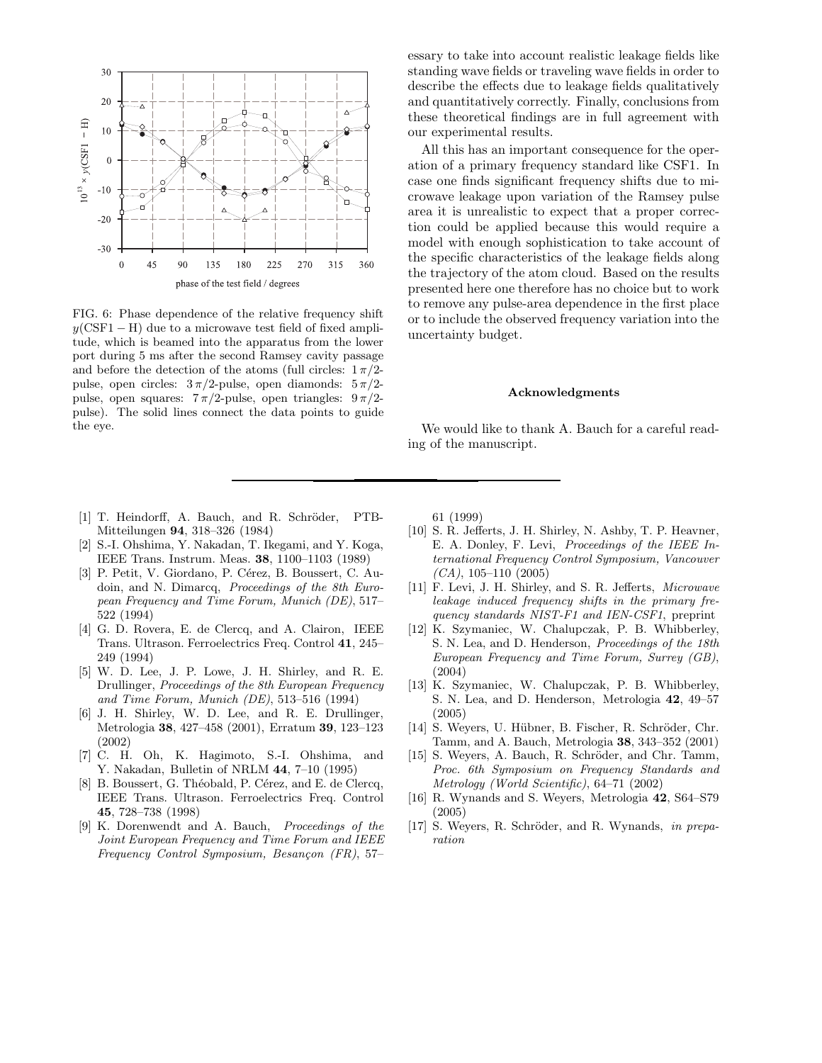30

20

10

0

-10

-20

-30

0 45 90 135 180 225 270 315 360

$10^{13} \times y(\mathrm{CSF1} - \mathrm{H})$

phase of the test field / degrees

FIG. 6: Phase dependence of the relative frequency shift $y(\mathrm{CSF1} - \mathrm{H})$ due to a microwave test field of fixed amplitude, which is beamed into the apparatus from the lower port during 5 ms after the second Ramsey cavity passage and before the detection of the atoms (full circles: $1\,\pi/2$-pulse, open circles: $3\,\pi/2$-pulse, open diamonds: $5\,\pi/2$-pulse, open squares: $7\,\pi/2$-pulse, open triangles: $9\,\pi/2$-pulse). The solid lines connect the data points to guide the eye.

essary to take into account realistic leakage fields like standing wave fields or traveling wave fields in order to describe the effects due to leakage fields qualitatively and quantitatively correctly. Finally, conclusions from these theoretical findings are in full agreement with our experimental results.

All this has an important consequence for the operation of a primary frequency standard like CSF1. In case one finds significant frequency shifts due to microwave leakage upon variation of the Ramsey pulse area it is unrealistic to expect that a proper correction could be applied because this would require a model with enough sophistication to take account of the specific characteristics of the leakage fields along the trajectory of the atom cloud. Based on the results presented here one therefore has no choice but to work to remove any pulse-area dependence in the first place or to include the observed frequency variation into the uncertainty budget.

### Acknowledgments

We would like to thank A. Bauch for a careful reading of the manuscript.

---

[1] T. Heindorff, A. Bauch, and R. Schröder, PTB-Mitteilungen **94**, 318–326 (1984)

[2] S.-I. Ohshima, Y. Nakadan, T. Ikegami, and Y. Koga, IEEE Trans. Instrum. Meas. **38**, 1100–1103 (1989)

[3] P. Petit, V. Giordano, P. Cérez, B. Boussert, C. Audoin, and N. Dimarcq, *Proceedings of the 8th European Frequency and Time Forum, Munich (DE)*, 517–522 (1994)

[4] G. D. Rovera, E. de Clercq, and A. Clairon, IEEE Trans. Ultrason. Ferroelectrics Freq. Control **41**, 245–249 (1994)

[5] W. D. Lee, J. P. Lowe, J. H. Shirley, and R. E. Drullinger, *Proceedings of the 8th European Frequency and Time Forum, Munich (DE)*, 513–516 (1994)

[6] J. H. Shirley, W. D. Lee, and R. E. Drullinger, Metrologia **38**, 427–458 (2001), Erratum **39**, 123–123 (2002)

[7] C. H. Oh, K. Hagimoto, S.-I. Ohshima, and Y. Nakadan, Bulletin of NRLM **44**, 7–10 (1995)

[8] B. Boussert, G. Théobald, P. Cérez, and E. de Clercq, IEEE Trans. Ultrason. Ferroelectrics Freq. Control **45**, 728–738 (1998)

[9] K. Dorenwendt and A. Bauch, *Proceedings of the Joint European Frequency and Time Forum and IEEE Frequency Control Symposium, Besançon (FR)*, 57–61 (1999)

[10] S. R. Jefferts, J. H. Shirley, N. Ashby, T. P. Heavner, E. A. Donley, F. Levi, *Proceedings of the IEEE International Frequency Control Symposium, Vancouver (CA)*, 105–110 (2005)

[11] F. Levi, J. H. Shirley, and S. R. Jefferts, *Microwave leakage induced frequency shifts in the primary frequency standards NIST-F1 and IEN-CSF1*, preprint

[12] K. Szymaniec, W. Chalupczak, P. B. Whibberley, S. N. Lea, and D. Henderson, *Proceedings of the 18th European Frequency and Time Forum, Surrey (GB)*, (2004)

[13] K. Szymaniec, W. Chalupczak, P. B. Whibberley, S. N. Lea, and D. Henderson, Metrologia **42**, 49–57 (2005)

[14] S. Weyers, U. Hübner, B. Fischer, R. Schröder, Chr. Tamm, and A. Bauch, Metrologia **38**, 343–352 (2001)

[15] S. Weyers, A. Bauch, R. Schröder, and Chr. Tamm, *Proc. 6th Symposium on Frequency Standards and Metrology (World Scientific)*, 64–71 (2002)

[16] R. Wynands and S. Weyers, Metrologia **42**, S64–S79 (2005)

[17] S. Weyers, R. Schröder, and R. Wynands, *in preparation*